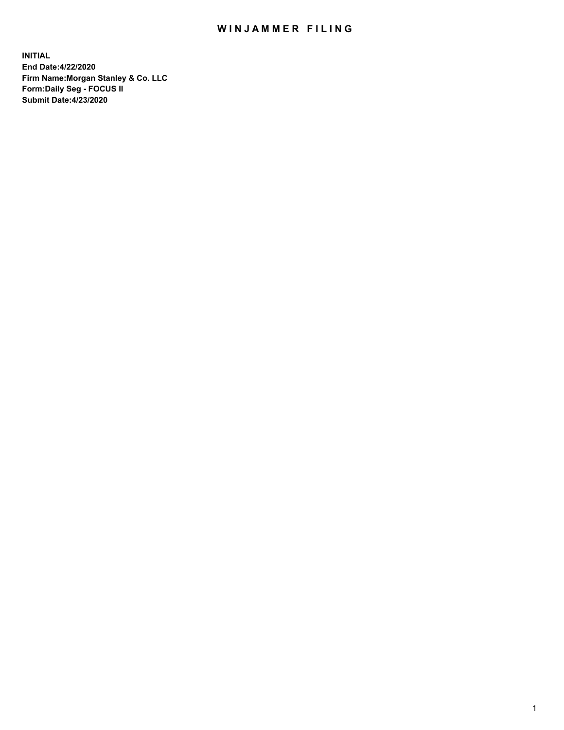# WINJAMMER FILING

**INITIAL**
**End Date:4/22/2020**
**Firm Name:Morgan Stanley & Co. LLC**
**Form:Daily Seg - FOCUS II**
**Submit Date:4/23/2020**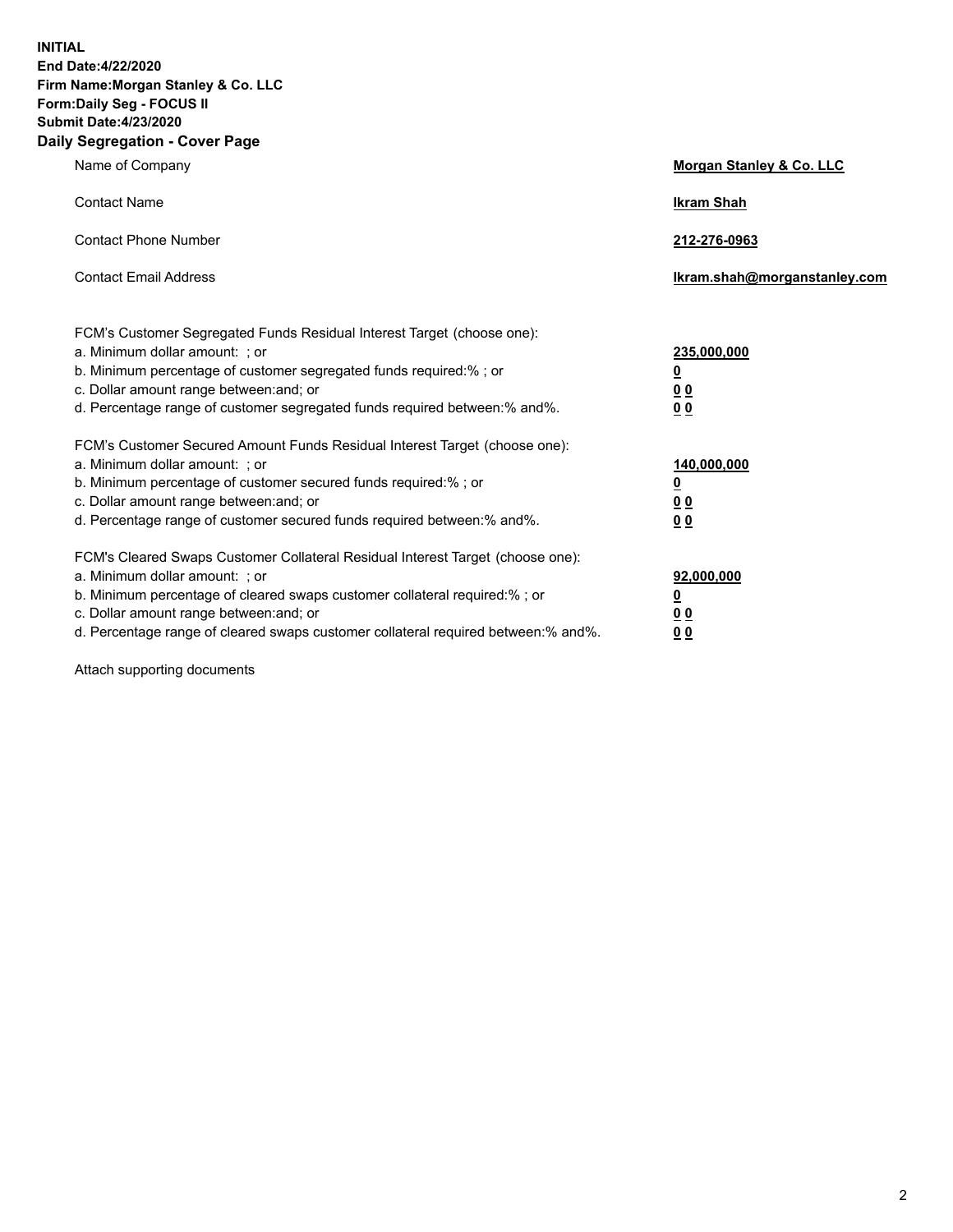**INITIAL**
**End Date:4/22/2020**
**Firm Name:Morgan Stanley & Co. LLC**
**Form:Daily Seg - FOCUS II**
**Submit Date:4/23/2020**

## Daily Segregation - Cover Page

| | |
|---|---|
| Name of Company | **Morgan Stanley & Co. LLC** |
| Contact Name | **Ikram Shah** |
| Contact Phone Number | **212-276-0963** |
| Contact Email Address | **Ikram.shah@morganstanley.com** |

| | |
|---|---|
| FCM's Customer Segregated Funds Residual Interest Target (choose one): | |
| a. Minimum dollar amount: ; or | **235,000,000** |
| b. Minimum percentage of customer segregated funds required:% ; or | **0** |
| c. Dollar amount range between:and; or | **0 0** |
| d. Percentage range of customer segregated funds required between:% and%. | **0 0** |
| FCM's Customer Secured Amount Funds Residual Interest Target (choose one): | |
| a. Minimum dollar amount: ; or | **140,000,000** |
| b. Minimum percentage of customer secured funds required:% ; or | **0** |
| c. Dollar amount range between:and; or | **0 0** |
| d. Percentage range of customer secured funds required between:% and%. | **0 0** |
| FCM's Cleared Swaps Customer Collateral Residual Interest Target (choose one): | |
| a. Minimum dollar amount: ; or | **92,000,000** |
| b. Minimum percentage of cleared swaps customer collateral required:% ; or | **0** |
| c. Dollar amount range between:and; or | **0 0** |
| d. Percentage range of cleared swaps customer collateral required between:% and%. | **0 0** |

Attach supporting documents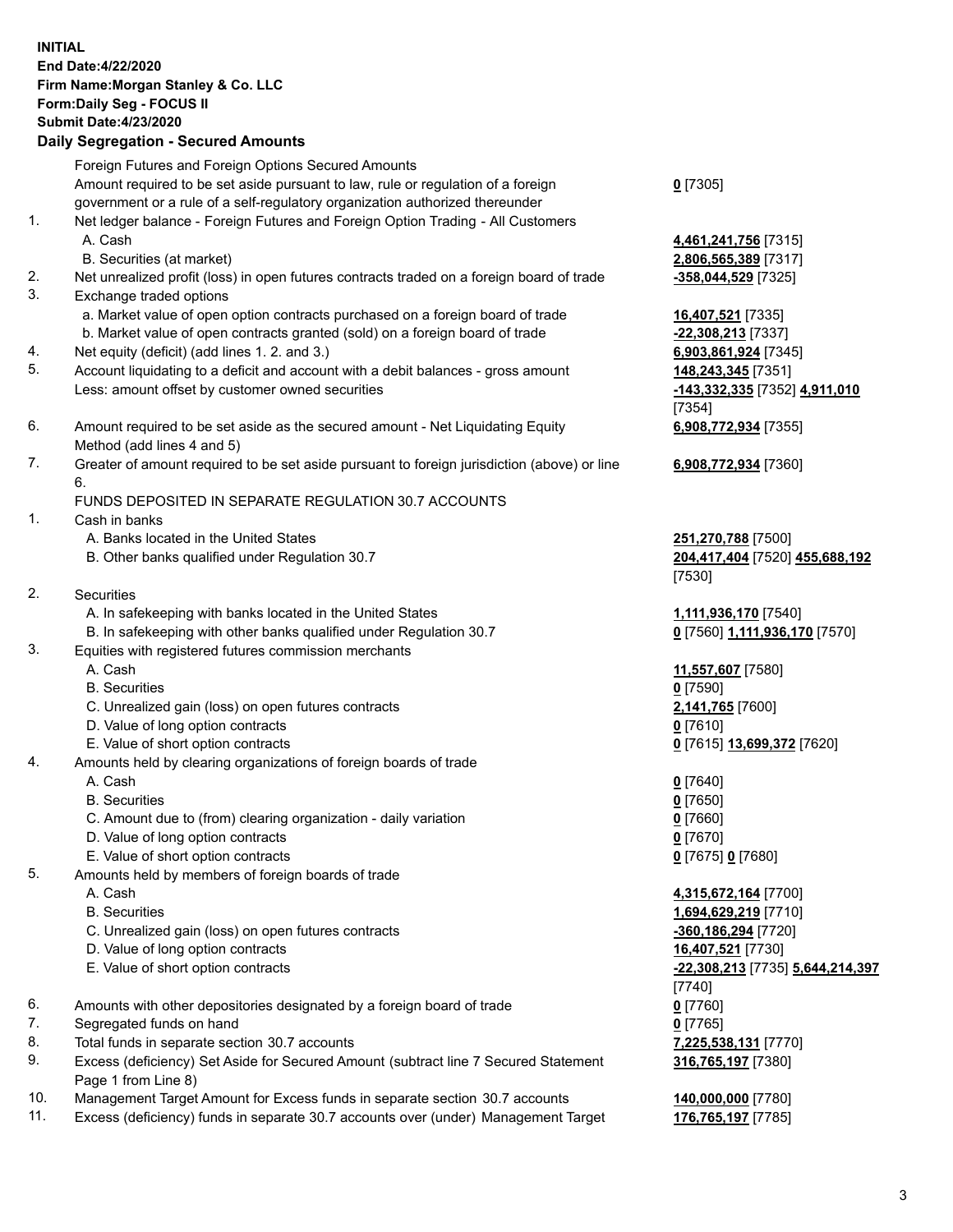**INITIAL**
**End Date:4/22/2020**
**Firm Name:Morgan Stanley & Co. LLC**
**Form:Daily Seg - FOCUS II**
**Submit Date:4/23/2020**

### Daily Segregation - Secured Amounts

| | | |
|---|---|---|
| | Foreign Futures and Foreign Options Secured Amounts | |
| | Amount required to be set aside pursuant to law, rule or regulation of a foreign government or a rule of a self-regulatory organization authorized thereunder | **0** [7305] |
| 1. | Net ledger balance - Foreign Futures and Foreign Option Trading - All Customers | |
| | A. Cash | **4,461,241,756** [7315] |
| | B. Securities (at market) | **2,806,565,389** [7317] |
| 2. | Net unrealized profit (loss) in open futures contracts traded on a foreign board of trade | **-358,044,529** [7325] |
| 3. | Exchange traded options | |
| | a. Market value of open option contracts purchased on a foreign board of trade | **16,407,521** [7335] |
| | b. Market value of open contracts granted (sold) on a foreign board of trade | **-22,308,213** [7337] |
| 4. | Net equity (deficit) (add lines 1. 2. and 3.) | **6,903,861,924** [7345] |
| 5. | Account liquidating to a deficit and account with a debit balances - gross amount | **148,243,345** [7351] |
| | Less: amount offset by customer owned securities | **-143,332,335** [7352] **4,911,010** [7354] |
| 6. | Amount required to be set aside as the secured amount - Net Liquidating Equity Method (add lines 4 and 5) | **6,908,772,934** [7355] |
| 7. | Greater of amount required to be set aside pursuant to foreign jurisdiction (above) or line 6. | **6,908,772,934** [7360] |
| | FUNDS DEPOSITED IN SEPARATE REGULATION 30.7 ACCOUNTS | |
| 1. | Cash in banks | |
| | A. Banks located in the United States | **251,270,788** [7500] |
| | B. Other banks qualified under Regulation 30.7 | **204,417,404** [7520] **455,688,192** [7530] |
| 2. | Securities | |
| | A. In safekeeping with banks located in the United States | **1,111,936,170** [7540] |
| | B. In safekeeping with other banks qualified under Regulation 30.7 | **0** [7560] **1,111,936,170** [7570] |
| 3. | Equities with registered futures commission merchants | |
| | A. Cash | **11,557,607** [7580] |
| | B. Securities | **0** [7590] |
| | C. Unrealized gain (loss) on open futures contracts | **2,141,765** [7600] |
| | D. Value of long option contracts | **0** [7610] |
| | E. Value of short option contracts | **0** [7615] **13,699,372** [7620] |
| 4. | Amounts held by clearing organizations of foreign boards of trade | |
| | A. Cash | **0** [7640] |
| | B. Securities | **0** [7650] |
| | C. Amount due to (from) clearing organization - daily variation | **0** [7660] |
| | D. Value of long option contracts | **0** [7670] |
| | E. Value of short option contracts | **0** [7675] **0** [7680] |
| 5. | Amounts held by members of foreign boards of trade | |
| | A. Cash | **4,315,672,164** [7700] |
| | B. Securities | **1,694,629,219** [7710] |
| | C. Unrealized gain (loss) on open futures contracts | **-360,186,294** [7720] |
| | D. Value of long option contracts | **16,407,521** [7730] |
| | E. Value of short option contracts | **-22,308,213** [7735] **5,644,214,397** [7740] |
| 6. | Amounts with other depositories designated by a foreign board of trade | **0** [7760] |
| 7. | Segregated funds on hand | **0** [7765] |
| 8. | Total funds in separate section 30.7 accounts | **7,225,538,131** [7770] |
| 9. | Excess (deficiency) Set Aside for Secured Amount (subtract line 7 Secured Statement Page 1 from Line 8) | **316,765,197** [7380] |
| 10. | Management Target Amount for Excess funds in separate section 30.7 accounts | **140,000,000** [7780] |
| 11. | Excess (deficiency) funds in separate 30.7 accounts over (under) Management Target | **176,765,197** [7785] |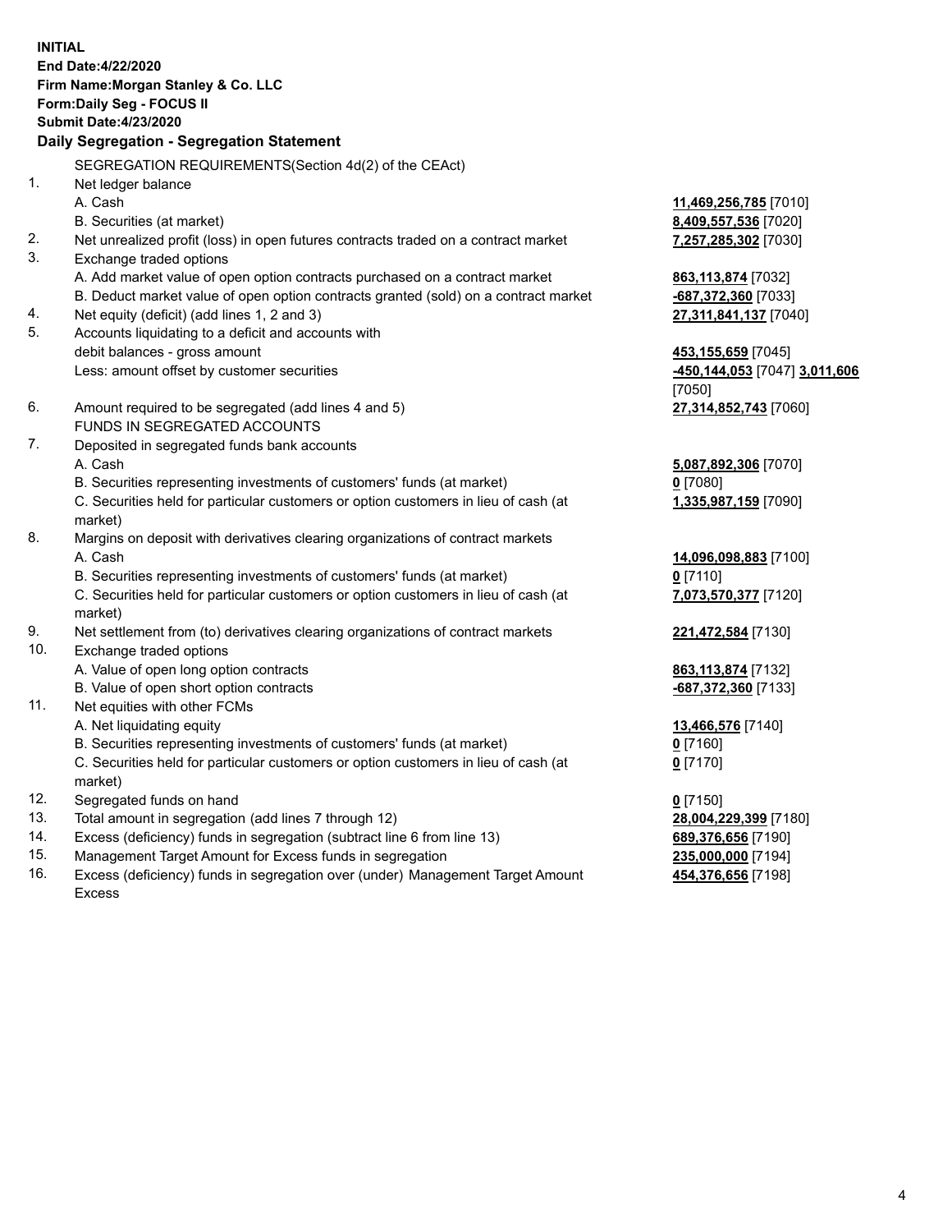**INITIAL**
**End Date:4/22/2020**
**Firm Name:Morgan Stanley & Co. LLC**
**Form:Daily Seg - FOCUS II**
**Submit Date:4/23/2020**

**Daily Segregation - Segregation Statement**

SEGREGATION REQUIREMENTS(Section 4d(2) of the CEAct)

| | | |
|---|---|---|
| 1. | Net ledger balance | |
| | A. Cash | **11,469,256,785** [7010] |
| | B. Securities (at market) | **8,409,557,536** [7020] |
| 2. | Net unrealized profit (loss) in open futures contracts traded on a contract market | **7,257,285,302** [7030] |
| 3. | Exchange traded options | |
| | A. Add market value of open option contracts purchased on a contract market | **863,113,874** [7032] |
| | B. Deduct market value of open option contracts granted (sold) on a contract market | **-687,372,360** [7033] |
| 4. | Net equity (deficit) (add lines 1, 2 and 3) | **27,311,841,137** [7040] |
| 5. | Accounts liquidating to a deficit and accounts with debit balances - gross amount | **453,155,659** [7045] |
| | Less: amount offset by customer securities | **-450,144,053** [7047] **3,011,606** [7050] |
| 6. | Amount required to be segregated (add lines 4 and 5) | **27,314,852,743** [7060] |
| | FUNDS IN SEGREGATED ACCOUNTS | |
| 7. | Deposited in segregated funds bank accounts | |
| | A. Cash | **5,087,892,306** [7070] |
| | B. Securities representing investments of customers' funds (at market) | **0** [7080] |
| | C. Securities held for particular customers or option customers in lieu of cash (at market) | **1,335,987,159** [7090] |
| 8. | Margins on deposit with derivatives clearing organizations of contract markets | |
| | A. Cash | **14,096,098,883** [7100] |
| | B. Securities representing investments of customers' funds (at market) | **0** [7110] |
| | C. Securities held for particular customers or option customers in lieu of cash (at market) | **7,073,570,377** [7120] |
| 9. | Net settlement from (to) derivatives clearing organizations of contract markets | **221,472,584** [7130] |
| 10. | Exchange traded options | |
| | A. Value of open long option contracts | **863,113,874** [7132] |
| | B. Value of open short option contracts | **-687,372,360** [7133] |
| 11. | Net equities with other FCMs | |
| | A. Net liquidating equity | **13,466,576** [7140] |
| | B. Securities representing investments of customers' funds (at market) | **0** [7160] |
| | C. Securities held for particular customers or option customers in lieu of cash (at market) | **0** [7170] |
| 12. | Segregated funds on hand | **0** [7150] |
| 13. | Total amount in segregation (add lines 7 through 12) | **28,004,229,399** [7180] |
| 14. | Excess (deficiency) funds in segregation (subtract line 6 from line 13) | **689,376,656** [7190] |
| 15. | Management Target Amount for Excess funds in segregation | **235,000,000** [7194] |
| 16. | Excess (deficiency) funds in segregation over (under) Management Target Amount Excess | **454,376,656** [7198] |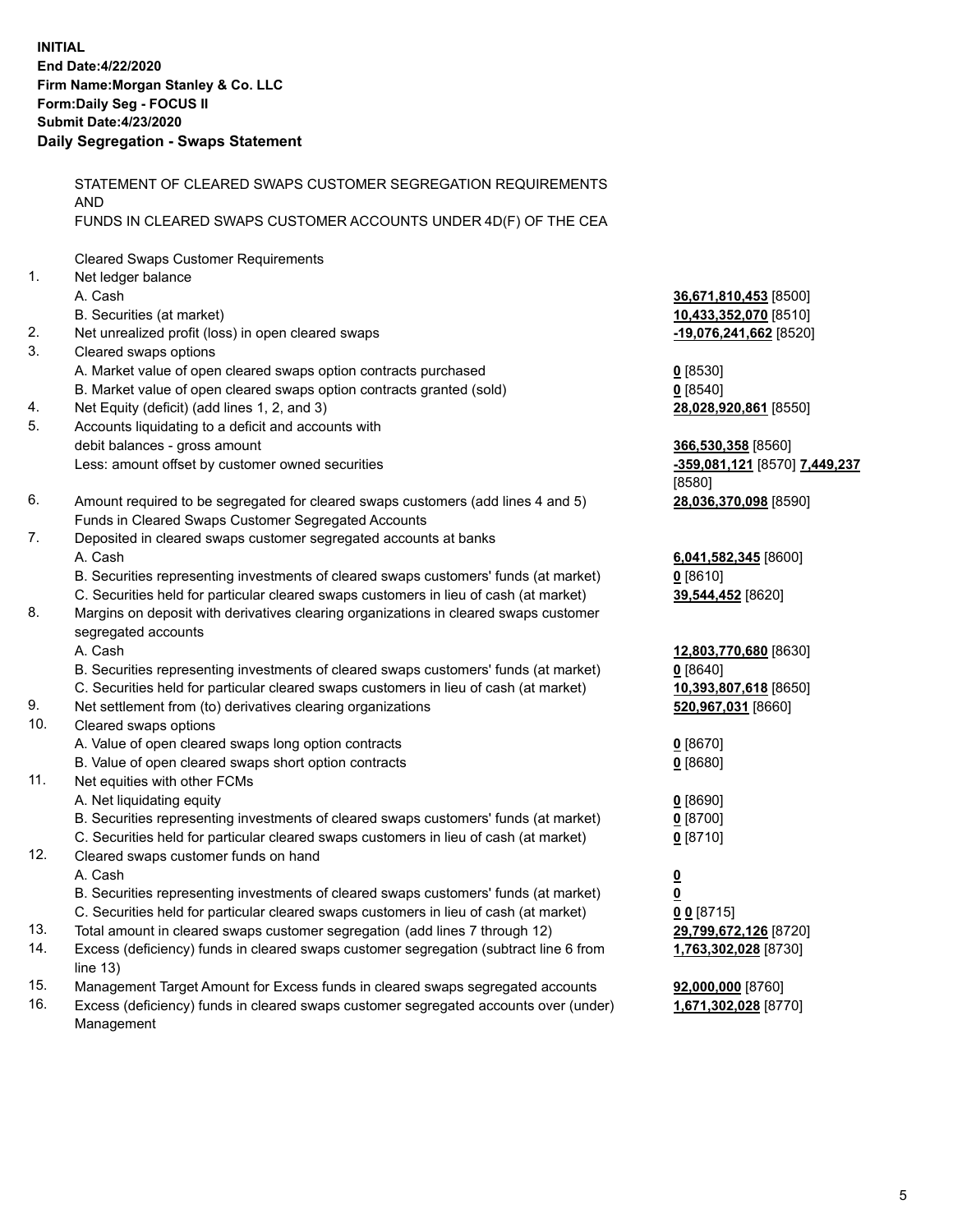**INITIAL**
**End Date:4/22/2020**
**Firm Name:Morgan Stanley & Co. LLC**
**Form:Daily Seg - FOCUS II**
**Submit Date:4/23/2020**
**Daily Segregation - Swaps Statement**

STATEMENT OF CLEARED SWAPS CUSTOMER SEGREGATION REQUIREMENTS AND FUNDS IN CLEARED SWAPS CUSTOMER ACCOUNTS UNDER 4D(F) OF THE CEA

| | | |
|---|---|---|
| | Cleared Swaps Customer Requirements | |
| 1. | Net ledger balance | |
| | A. Cash | **36,671,810,453** [8500] |
| | B. Securities (at market) | **10,433,352,070** [8510] |
| 2. | Net unrealized profit (loss) in open cleared swaps | **-19,076,241,662** [8520] |
| 3. | Cleared swaps options | |
| | A. Market value of open cleared swaps option contracts purchased | **0** [8530] |
| | B. Market value of open cleared swaps option contracts granted (sold) | **0** [8540] |
| 4. | Net Equity (deficit) (add lines 1, 2, and 3) | **28,028,920,861** [8550] |
| 5. | Accounts liquidating to a deficit and accounts with debit balances - gross amount | **366,530,358** [8560] |
| | Less: amount offset by customer owned securities | **-359,081,121** [8570] **7,449,237** [8580] |
| 6. | Amount required to be segregated for cleared swaps customers (add lines 4 and 5) | **28,036,370,098** [8590] |
| | Funds in Cleared Swaps Customer Segregated Accounts | |
| 7. | Deposited in cleared swaps customer segregated accounts at banks | |
| | A. Cash | **6,041,582,345** [8600] |
| | B. Securities representing investments of cleared swaps customers' funds (at market) | **0** [8610] |
| | C. Securities held for particular cleared swaps customers in lieu of cash (at market) | **39,544,452** [8620] |
| 8. | Margins on deposit with derivatives clearing organizations in cleared swaps customer segregated accounts | |
| | A. Cash | **12,803,770,680** [8630] |
| | B. Securities representing investments of cleared swaps customers' funds (at market) | **0** [8640] |
| | C. Securities held for particular cleared swaps customers in lieu of cash (at market) | **10,393,807,618** [8650] |
| 9. | Net settlement from (to) derivatives clearing organizations | **520,967,031** [8660] |
| 10. | Cleared swaps options | |
| | A. Value of open cleared swaps long option contracts | **0** [8670] |
| | B. Value of open cleared swaps short option contracts | **0** [8680] |
| 11. | Net equities with other FCMs | |
| | A. Net liquidating equity | **0** [8690] |
| | B. Securities representing investments of cleared swaps customers' funds (at market) | **0** [8700] |
| | C. Securities held for particular cleared swaps customers in lieu of cash (at market) | **0** [8710] |
| 12. | Cleared swaps customer funds on hand | |
| | A. Cash | **0** |
| | B. Securities representing investments of cleared swaps customers' funds (at market) | **0** |
| | C. Securities held for particular cleared swaps customers in lieu of cash (at market) | **0** **0** [8715] |
| 13. | Total amount in cleared swaps customer segregation (add lines 7 through 12) | **29,799,672,126** [8720] |
| 14. | Excess (deficiency) funds in cleared swaps customer segregation (subtract line 6 from line 13) | **1,763,302,028** [8730] |
| 15. | Management Target Amount for Excess funds in cleared swaps segregated accounts | **92,000,000** [8760] |
| 16. | Excess (deficiency) funds in cleared swaps customer segregated accounts over (under) Management | **1,671,302,028** [8770] |